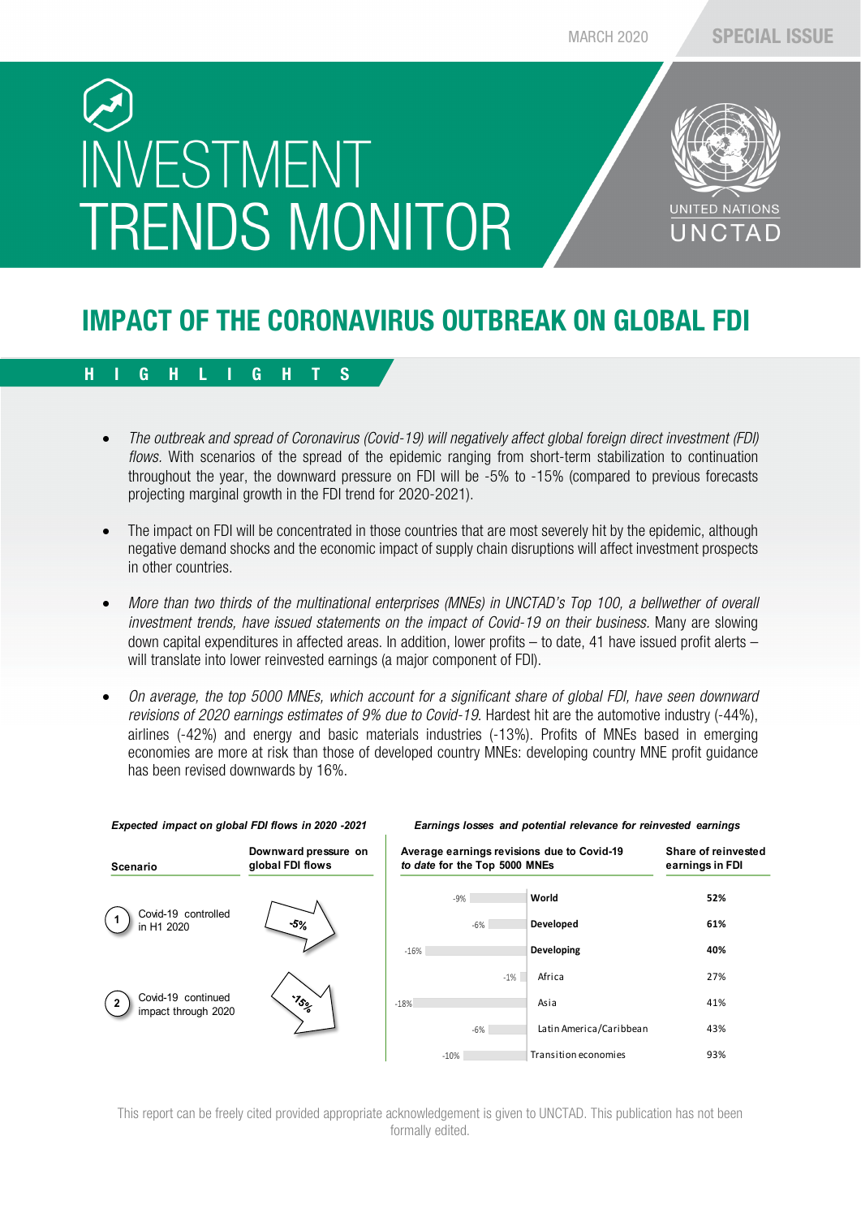# INVESTMENT TRENDS MONITOR

MARCH 2020 — SPECIAL ISSUE

UNITED NATIONS UNCTAD

## IMPACT OF THE CORONAVIRUS OUTBREAK ON GLOBAL FDI

### HIGHLIGHTS

- *The outbreak and spread of Coronavirus (Covid-19) will negatively affect global foreign direct investment (FDI) flows.* With scenarios of the spread of the epidemic ranging from short-term stabilization to continuation throughout the year, the downward pressure on FDI will be -5% to -15% (compared to previous forecasts projecting marginal growth in the FDI trend for 2020-2021).
- The impact on FDI will be concentrated in those countries that are most severely hit by the epidemic, although negative demand shocks and the economic impact of supply chain disruptions will affect investment prospects in other countries.
- *More than two thirds of the multinational enterprises (MNEs) in UNCTAD's Top 100, a bellwether of overall investment trends, have issued statements on the impact of Covid-19 on their business.* Many are slowing down capital expenditures in affected areas. In addition, lower profits – to date, 41 have issued profit alerts – will translate into lower reinvested earnings (a major component of FDI).
- *On average, the top 5000 MNEs, which account for a significant share of global FDI, have seen downward revisions of 2020 earnings estimates of 9% due to Covid-19.* Hardest hit are the automotive industry (-44%), airlines (-42%) and energy and basic materials industries (-13%). Profits of MNEs based in emerging economies are more at risk than those of developed country MNEs: developing country MNE profit guidance has been revised downwards by 16%.

***Expected impact on global FDI flows in 2020 -2021***

| Scenario | Downward pressure on global FDI flows |
|---|---|
| 1 Covid-19 controlled in H1 2020 | -5% |
| 2 Covid-19 continued impact through 2020 | -15% |

***Earnings losses and potential relevance for reinvested earnings***

| Average earnings revisions due to Covid-19 *to date* for the Top 5000 MNEs | | Share of reinvested earnings in FDI |
|---|---|---|
| -9% | **World** | **52%** |
| -6% | **Developed** | **61%** |
| -16% | **Developing** | **40%** |
| -1% | Africa | 27% |
| -18% | Asia | 41% |
| -6% | Latin America/Caribbean | 43% |
| -10% | Transition economies | 93% |

This report can be freely cited provided appropriate acknowledgement is given to UNCTAD. This publication has not been formally edited.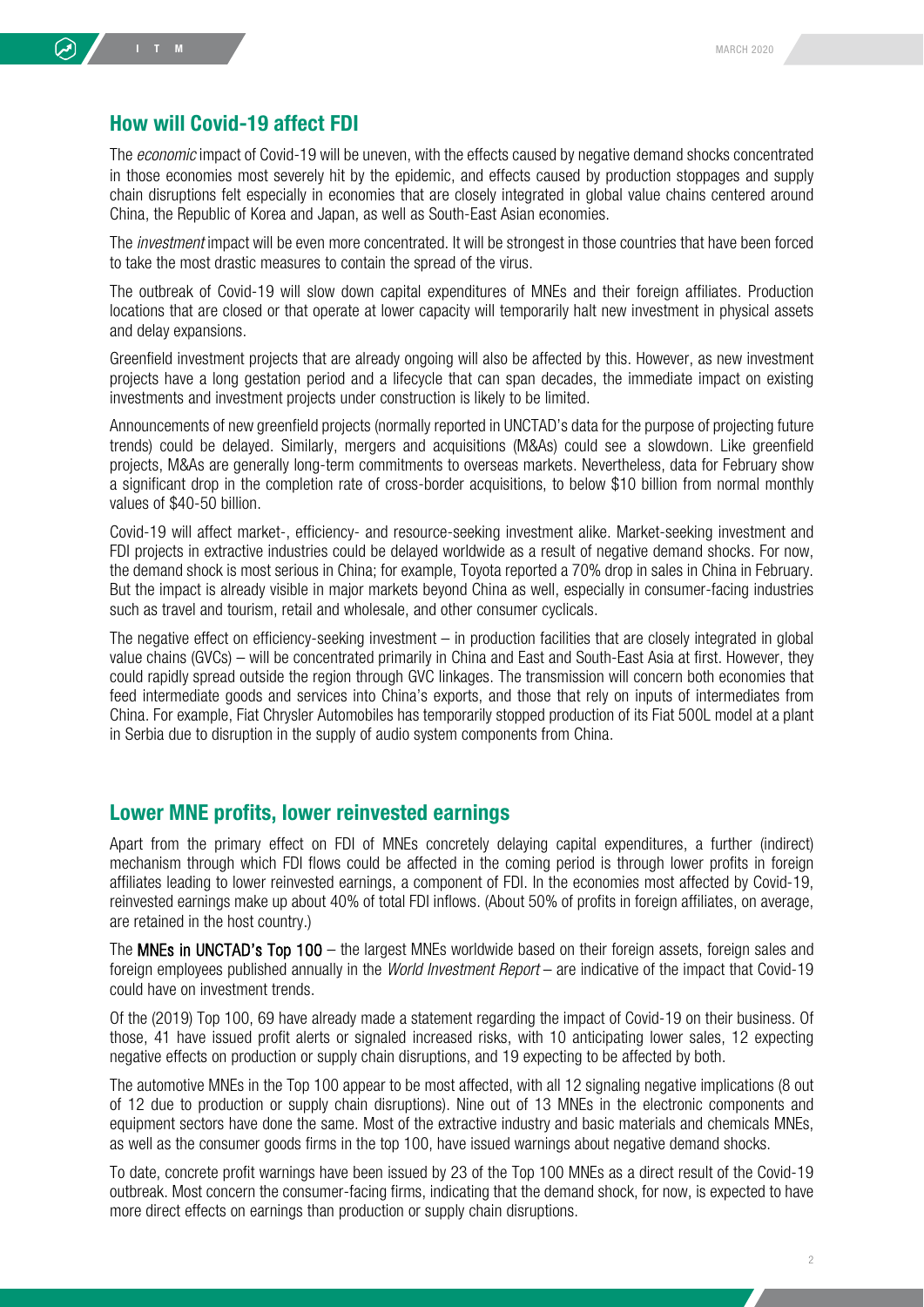## How will Covid-19 affect FDI

The *economic* impact of Covid-19 will be uneven, with the effects caused by negative demand shocks concentrated in those economies most severely hit by the epidemic, and effects caused by production stoppages and supply chain disruptions felt especially in economies that are closely integrated in global value chains centered around China, the Republic of Korea and Japan, as well as South-East Asian economies.

The *investment* impact will be even more concentrated. It will be strongest in those countries that have been forced to take the most drastic measures to contain the spread of the virus.

The outbreak of Covid-19 will slow down capital expenditures of MNEs and their foreign affiliates. Production locations that are closed or that operate at lower capacity will temporarily halt new investment in physical assets and delay expansions.

Greenfield investment projects that are already ongoing will also be affected by this. However, as new investment projects have a long gestation period and a lifecycle that can span decades, the immediate impact on existing investments and investment projects under construction is likely to be limited.

Announcements of new greenfield projects (normally reported in UNCTAD's data for the purpose of projecting future trends) could be delayed. Similarly, mergers and acquisitions (M&As) could see a slowdown. Like greenfield projects, M&As are generally long-term commitments to overseas markets. Nevertheless, data for February show a significant drop in the completion rate of cross-border acquisitions, to below $10 billion from normal monthly values of $40-50 billion.

Covid-19 will affect market-, efficiency- and resource-seeking investment alike. Market-seeking investment and FDI projects in extractive industries could be delayed worldwide as a result of negative demand shocks. For now, the demand shock is most serious in China; for example, Toyota reported a 70% drop in sales in China in February. But the impact is already visible in major markets beyond China as well, especially in consumer-facing industries such as travel and tourism, retail and wholesale, and other consumer cyclicals.

The negative effect on efficiency-seeking investment – in production facilities that are closely integrated in global value chains (GVCs) – will be concentrated primarily in China and East and South-East Asia at first. However, they could rapidly spread outside the region through GVC linkages. The transmission will concern both economies that feed intermediate goods and services into China's exports, and those that rely on inputs of intermediates from China. For example, Fiat Chrysler Automobiles has temporarily stopped production of its Fiat 500L model at a plant in Serbia due to disruption in the supply of audio system components from China.

## Lower MNE profits, lower reinvested earnings

Apart from the primary effect on FDI of MNEs concretely delaying capital expenditures, a further (indirect) mechanism through which FDI flows could be affected in the coming period is through lower profits in foreign affiliates leading to lower reinvested earnings, a component of FDI. In the economies most affected by Covid-19, reinvested earnings make up about 40% of total FDI inflows. (About 50% of profits in foreign affiliates, on average, are retained in the host country.)

The **MNEs in UNCTAD's Top 100** – the largest MNEs worldwide based on their foreign assets, foreign sales and foreign employees published annually in the *World Investment Report* – are indicative of the impact that Covid-19 could have on investment trends.

Of the (2019) Top 100, 69 have already made a statement regarding the impact of Covid-19 on their business. Of those, 41 have issued profit alerts or signaled increased risks, with 10 anticipating lower sales, 12 expecting negative effects on production or supply chain disruptions, and 19 expecting to be affected by both.

The automotive MNEs in the Top 100 appear to be most affected, with all 12 signaling negative implications (8 out of 12 due to production or supply chain disruptions). Nine out of 13 MNEs in the electronic components and equipment sectors have done the same. Most of the extractive industry and basic materials and chemicals MNEs, as well as the consumer goods firms in the top 100, have issued warnings about negative demand shocks.

To date, concrete profit warnings have been issued by 23 of the Top 100 MNEs as a direct result of the Covid-19 outbreak. Most concern the consumer-facing firms, indicating that the demand shock, for now, is expected to have more direct effects on earnings than production or supply chain disruptions.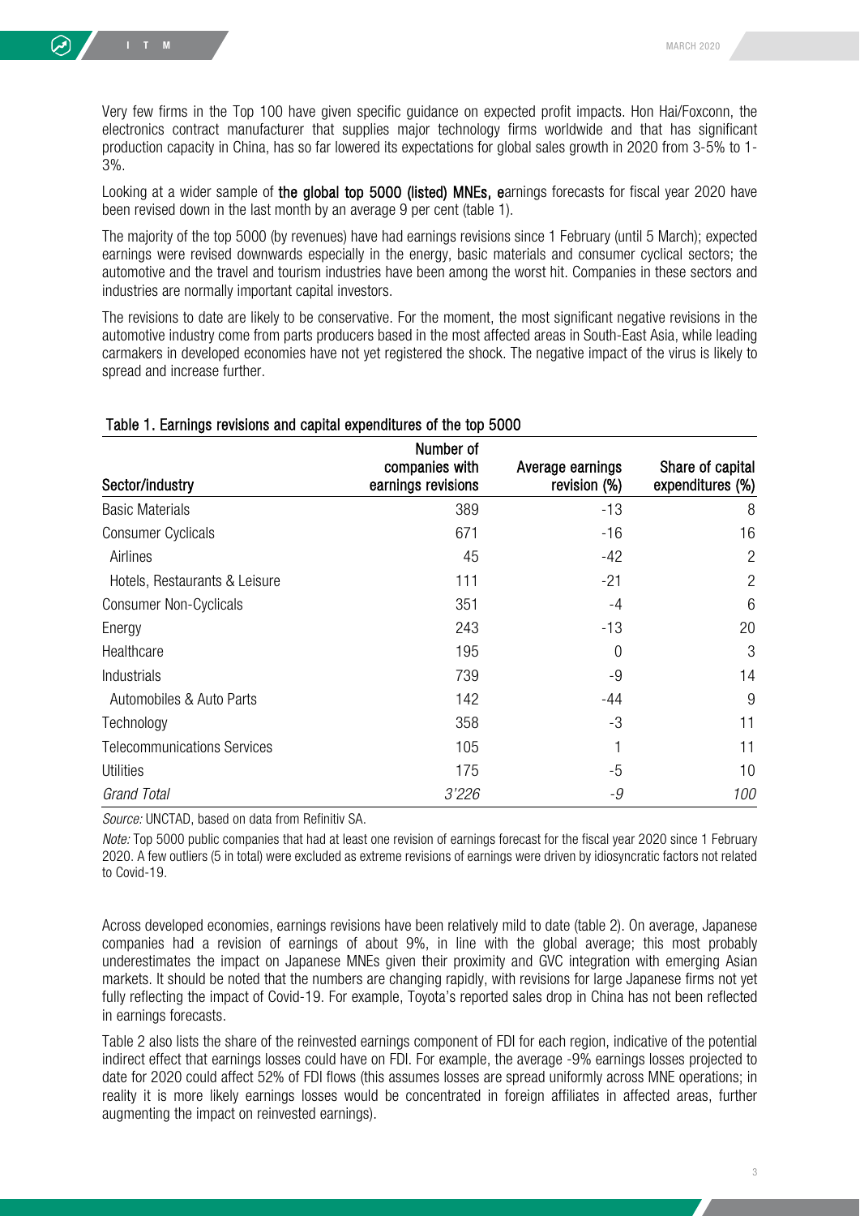Very few firms in the Top 100 have given specific guidance on expected profit impacts. Hon Hai/Foxconn, the electronics contract manufacturer that supplies major technology firms worldwide and that has significant production capacity in China, has so far lowered its expectations for global sales growth in 2020 from 3-5% to 1-3%.

Looking at a wider sample of **the global top 5000 (listed) MNEs, e**arnings forecasts for fiscal year 2020 have been revised down in the last month by an average 9 per cent (table 1).

The majority of the top 5000 (by revenues) have had earnings revisions since 1 February (until 5 March); expected earnings were revised downwards especially in the energy, basic materials and consumer cyclical sectors; the automotive and the travel and tourism industries have been among the worst hit. Companies in these sectors and industries are normally important capital investors.

The revisions to date are likely to be conservative. For the moment, the most significant negative revisions in the automotive industry come from parts producers based in the most affected areas in South-East Asia, while leading carmakers in developed economies have not yet registered the shock. The negative impact of the virus is likely to spread and increase further.

**Table 1. Earnings revisions and capital expenditures of the top 5000**

| Sector/industry | Number of companies with earnings revisions | Average earnings revision (%) | Share of capital expenditures (%) |
|---|---|---|---|
| Basic Materials | 389 | -13 | 8 |
| Consumer Cyclicals | 671 | -16 | 16 |
| Airlines | 45 | -42 | 2 |
| Hotels, Restaurants & Leisure | 111 | -21 | 2 |
| Consumer Non-Cyclicals | 351 | -4 | 6 |
| Energy | 243 | -13 | 20 |
| Healthcare | 195 | 0 | 3 |
| Industrials | 739 | -9 | 14 |
| Automobiles & Auto Parts | 142 | -44 | 9 |
| Technology | 358 | -3 | 11 |
| Telecommunications Services | 105 | 1 | 11 |
| Utilities | 175 | -5 | 10 |
| *Grand Total* | *3'226* | *-9* | *100* |

*Source:* UNCTAD, based on data from Refinitiv SA.

*Note:* Top 5000 public companies that had at least one revision of earnings forecast for the fiscal year 2020 since 1 February 2020. A few outliers (5 in total) were excluded as extreme revisions of earnings were driven by idiosyncratic factors not related to Covid-19.

Across developed economies, earnings revisions have been relatively mild to date (table 2). On average, Japanese companies had a revision of earnings of about 9%, in line with the global average; this most probably underestimates the impact on Japanese MNEs given their proximity and GVC integration with emerging Asian markets. It should be noted that the numbers are changing rapidly, with revisions for large Japanese firms not yet fully reflecting the impact of Covid-19. For example, Toyota's reported sales drop in China has not been reflected in earnings forecasts.

Table 2 also lists the share of the reinvested earnings component of FDI for each region, indicative of the potential indirect effect that earnings losses could have on FDI. For example, the average -9% earnings losses projected to date for 2020 could affect 52% of FDI flows (this assumes losses are spread uniformly across MNE operations; in reality it is more likely earnings losses would be concentrated in foreign affiliates in affected areas, further augmenting the impact on reinvested earnings).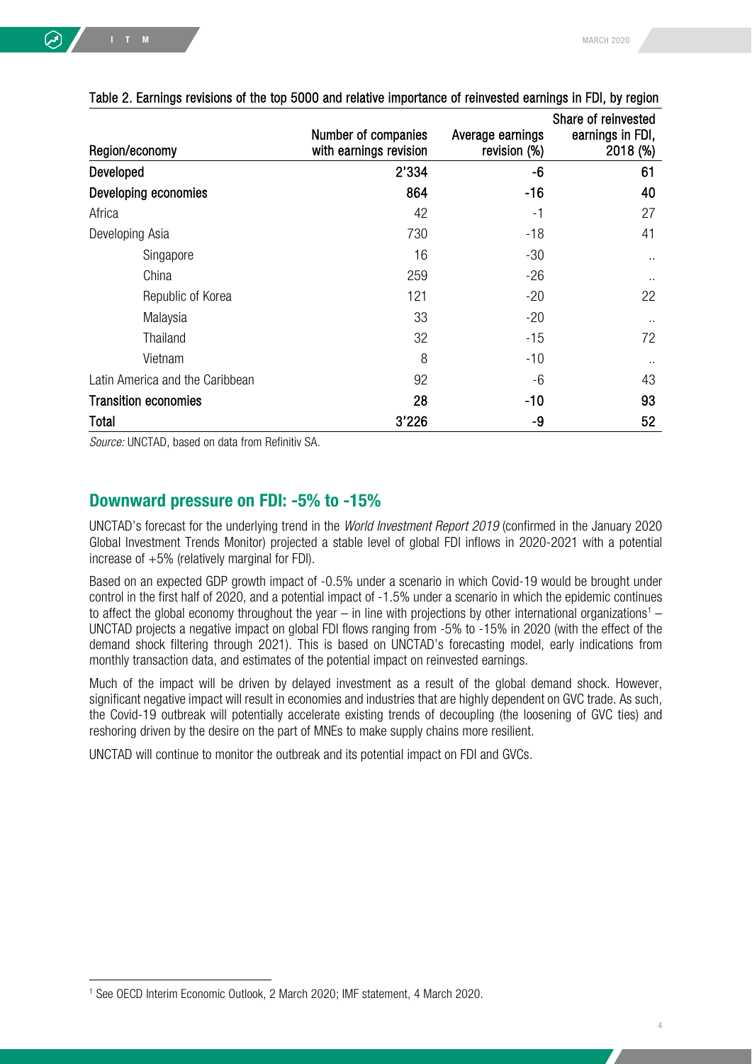Table 2. Earnings revisions of the top 5000 and relative importance of reinvested earnings in FDI, by region

| Region/economy | Number of companies with earnings revision | Average earnings revision (%) | Share of reinvested earnings in FDI, 2018 (%) |
|---|---|---|---|
| **Developed** | **2'334** | **-6** | **61** |
| **Developing economies** | **864** | **-16** | **40** |
| Africa | 42 | -1 | 27 |
| Developing Asia | 730 | -18 | 41 |
| Singapore | 16 | -30 | .. |
| China | 259 | -26 | .. |
| Republic of Korea | 121 | -20 | 22 |
| Malaysia | 33 | -20 | .. |
| Thailand | 32 | -15 | 72 |
| Vietnam | 8 | -10 | .. |
| Latin America and the Caribbean | 92 | -6 | 43 |
| **Transition economies** | **28** | **-10** | **93** |
| **Total** | **3'226** | **-9** | **52** |

*Source:* UNCTAD, based on data from Refinitiv SA.

## Downward pressure on FDI: -5% to -15%

UNCTAD's forecast for the underlying trend in the *World Investment Report 2019* (confirmed in the January 2020 Global Investment Trends Monitor) projected a stable level of global FDI inflows in 2020-2021 with a potential increase of +5% (relatively marginal for FDI).

Based on an expected GDP growth impact of -0.5% under a scenario in which Covid-19 would be brought under control in the first half of 2020, and a potential impact of -1.5% under a scenario in which the epidemic continues to affect the global economy throughout the year – in line with projections by other international organizations[1] – UNCTAD projects a negative impact on global FDI flows ranging from -5% to -15% in 2020 (with the effect of the demand shock filtering through 2021). This is based on UNCTAD's forecasting model, early indications from monthly transaction data, and estimates of the potential impact on reinvested earnings.

Much of the impact will be driven by delayed investment as a result of the global demand shock. However, significant negative impact will result in economies and industries that are highly dependent on GVC trade. As such, the Covid-19 outbreak will potentially accelerate existing trends of decoupling (the loosening of GVC ties) and reshoring driven by the desire on the part of MNEs to make supply chains more resilient.

UNCTAD will continue to monitor the outbreak and its potential impact on FDI and GVCs.

[1] See OECD Interim Economic Outlook, 2 March 2020; IMF statement, 4 March 2020.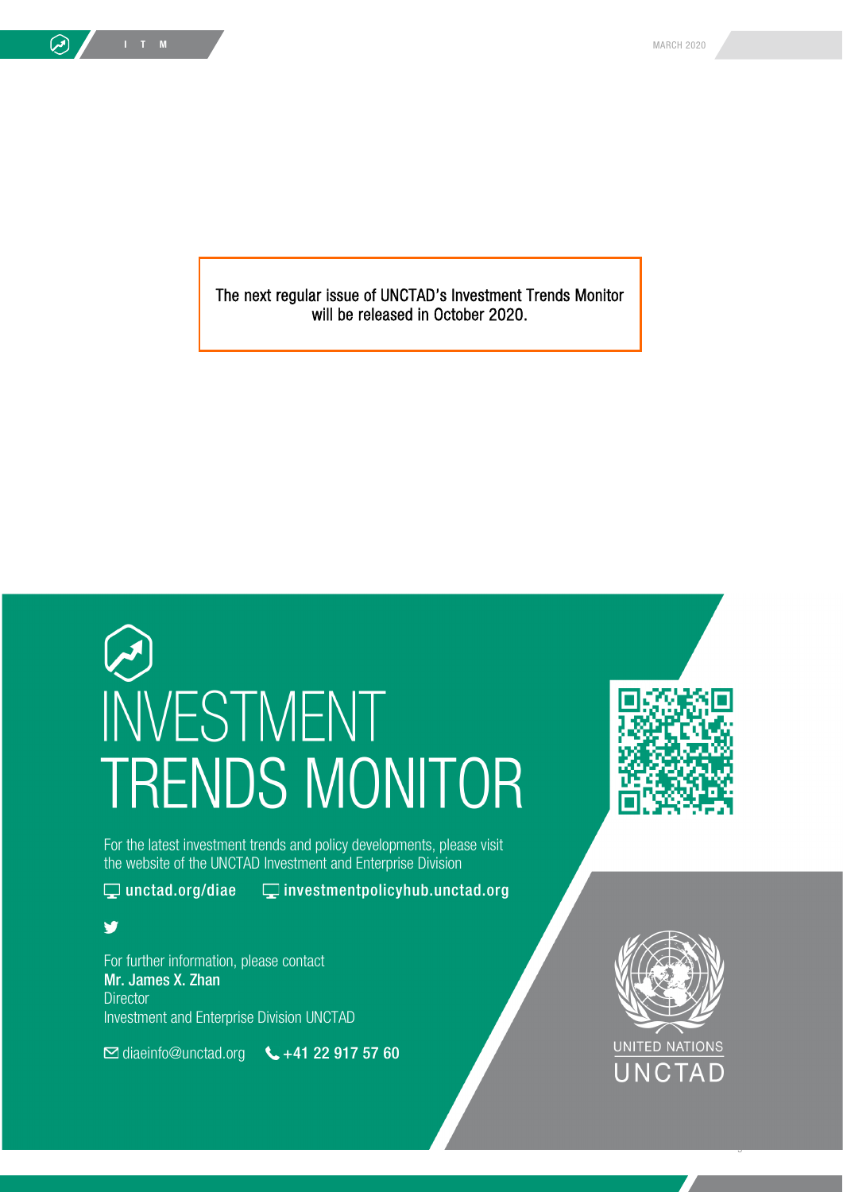The next regular issue of UNCTAD's Investment Trends Monitor will be released in October 2020.

# INVESTMENT TRENDS MONITOR

For the latest investment trends and policy developments, please visit the website of the UNCTAD Investment and Enterprise Division

unctad.org/diae    investmentpolicyhub.unctad.org

For further information, please contact
**Mr. James X. Zhan**
Director
Investment and Enterprise Division UNCTAD

diaeinfo@unctad.org    +41 22 917 57 60

UNITED NATIONS
UNCTAD